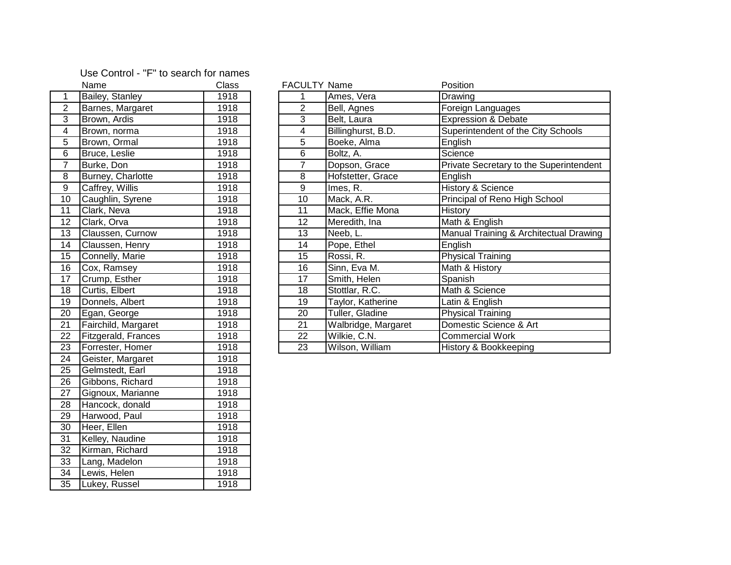Use Control - "F" to search for names

| | Name | Class |
|---|---|---|
| 1 | Bailey, Stanley | 1918 |
| 2 | Barnes, Margaret | 1918 |
| 3 | Brown, Ardis | 1918 |
| 4 | Brown, norma | 1918 |
| 5 | Brown, Ormal | 1918 |
| 6 | Bruce, Leslie | 1918 |
| 7 | Burke, Don | 1918 |
| 8 | Burney, Charlotte | 1918 |
| 9 | Caffrey, Willis | 1918 |
| 10 | Caughlin, Syrene | 1918 |
| 11 | Clark, Neva | 1918 |
| 12 | Clark, Orva | 1918 |
| 13 | Claussen, Curnow | 1918 |
| 14 | Claussen, Henry | 1918 |
| 15 | Connelly, Marie | 1918 |
| 16 | Cox, Ramsey | 1918 |
| 17 | Crump, Esther | 1918 |
| 18 | Curtis, Elbert | 1918 |
| 19 | Donnels, Albert | 1918 |
| 20 | Egan, George | 1918 |
| 21 | Fairchild, Margaret | 1918 |
| 22 | Fitzgerald, Frances | 1918 |
| 23 | Forrester, Homer | 1918 |
| 24 | Geister, Margaret | 1918 |
| 25 | Gelmstedt, Earl | 1918 |
| 26 | Gibbons, Richard | 1918 |
| 27 | Gignoux, Marianne | 1918 |
| 28 | Hancock, donald | 1918 |
| 29 | Harwood, Paul | 1918 |
| 30 | Heer, Ellen | 1918 |
| 31 | Kelley, Naudine | 1918 |
| 32 | Kirman, Richard | 1918 |
| 33 | Lang, Madelon | 1918 |
| 34 | Lewis, Helen | 1918 |
| 35 | Lukey, Russel | 1918 |

| FACULTY | Name | Position |
|---|---|---|
| 1 | Ames, Vera | Drawing |
| 2 | Bell, Agnes | Foreign Languages |
| 3 | Belt, Laura | Expression & Debate |
| 4 | Billinghurst, B.D. | Superintendent of the City Schools |
| 5 | Boeke, Alma | English |
| 6 | Boltz, A. | Science |
| 7 | Dopson, Grace | Private Secretary to the Superintendent |
| 8 | Hofstetter, Grace | English |
| 9 | Imes, R. | History & Science |
| 10 | Mack, A.R. | Principal of Reno High School |
| 11 | Mack, Effie Mona | History |
| 12 | Meredith, Ina | Math & English |
| 13 | Neeb, L. | Manual Training & Architectual Drawing |
| 14 | Pope, Ethel | English |
| 15 | Rossi, R. | Physical Training |
| 16 | Sinn, Eva M. | Math & History |
| 17 | Smith, Helen | Spanish |
| 18 | Stottlar, R.C. | Math & Science |
| 19 | Taylor, Katherine | Latin & English |
| 20 | Tuller, Gladine | Physical Training |
| 21 | Walbridge, Margaret | Domestic Science & Art |
| 22 | Wilkie, C.N. | Commercial Work |
| 23 | Wilson, William | History & Bookkeeping |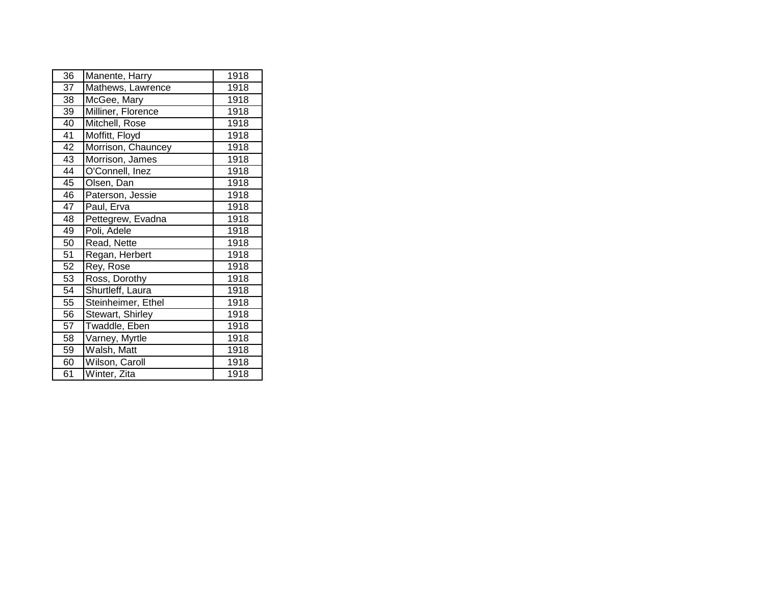| | | |
|---|---|---|
| 36 | Manente, Harry | 1918 |
| 37 | Mathews, Lawrence | 1918 |
| 38 | McGee, Mary | 1918 |
| 39 | Milliner, Florence | 1918 |
| 40 | Mitchell, Rose | 1918 |
| 41 | Moffitt, Floyd | 1918 |
| 42 | Morrison, Chauncey | 1918 |
| 43 | Morrison, James | 1918 |
| 44 | O'Connell, Inez | 1918 |
| 45 | Olsen, Dan | 1918 |
| 46 | Paterson, Jessie | 1918 |
| 47 | Paul, Erva | 1918 |
| 48 | Pettegrew, Evadna | 1918 |
| 49 | Poli, Adele | 1918 |
| 50 | Read, Nette | 1918 |
| 51 | Regan, Herbert | 1918 |
| 52 | Rey, Rose | 1918 |
| 53 | Ross, Dorothy | 1918 |
| 54 | Shurtleff, Laura | 1918 |
| 55 | Steinheimer, Ethel | 1918 |
| 56 | Stewart, Shirley | 1918 |
| 57 | Twaddle, Eben | 1918 |
| 58 | Varney, Myrtle | 1918 |
| 59 | Walsh, Matt | 1918 |
| 60 | Wilson, Caroll | 1918 |
| 61 | Winter, Zita | 1918 |